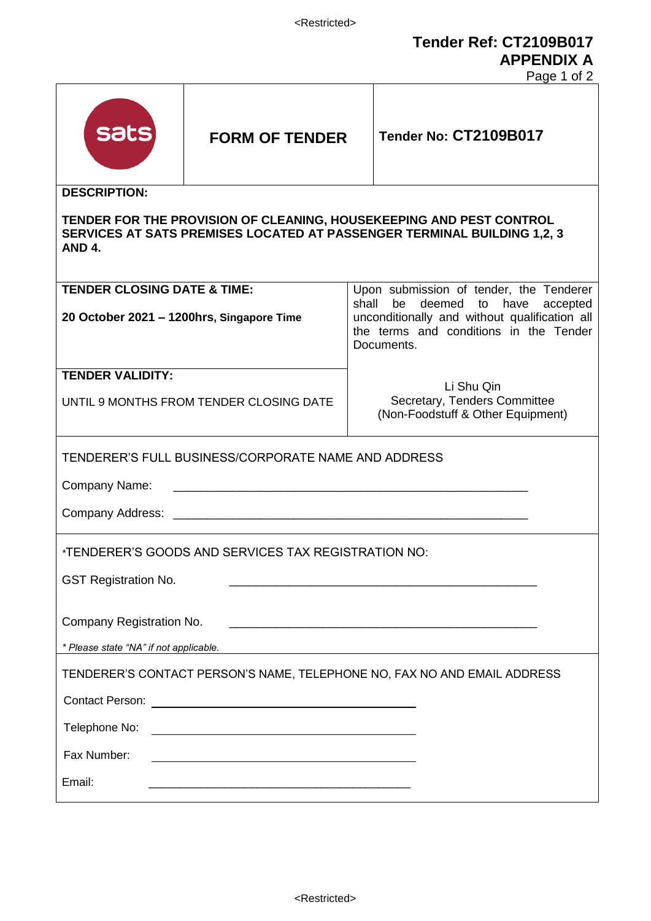**Tender Ref: CT2109B017**
**APPENDIX A**

| sats | **FORM OF TENDER** | **Tender No: CT2109B017** |
|---|---|---|

**DESCRIPTION:**

**TENDER FOR THE PROVISION OF CLEANING, HOUSEKEEPING AND PEST CONTROL SERVICES AT SATS PREMISES LOCATED AT PASSENGER TERMINAL BUILDING 1,2, 3 AND 4.**

| | |
|---|---|
| **TENDER CLOSING DATE & TIME:**<br><br>**20 October 2021 – 1200hrs, Singapore Time** | Upon submission of tender, the Tenderer shall be deemed to have accepted unconditionally and without qualification all the terms and conditions in the Tender Documents. |
| **TENDER VALIDITY:**<br><br>UNTIL 9 MONTHS FROM TENDER CLOSING DATE | Li Shu Qin<br>Secretary, Tenders Committee<br>(Non-Foodstuff & Other Equipment) |

TENDERER'S FULL BUSINESS/CORPORATE NAME AND ADDRESS

Company Name: ______________________________________________

Company Address: ______________________________________________

*TENDERER'S GOODS AND SERVICES TAX REGISTRATION NO:

GST Registration No. ______________________________________________

Company Registration No. ______________________________________________

*\* Please state "NA" if not applicable.*

TENDERER'S CONTACT PERSON'S NAME, TELEPHONE NO, FAX NO AND EMAIL ADDRESS

Contact Person: ______________________________

Telephone No: ______________________________

Fax Number: ______________________________

Email: ______________________________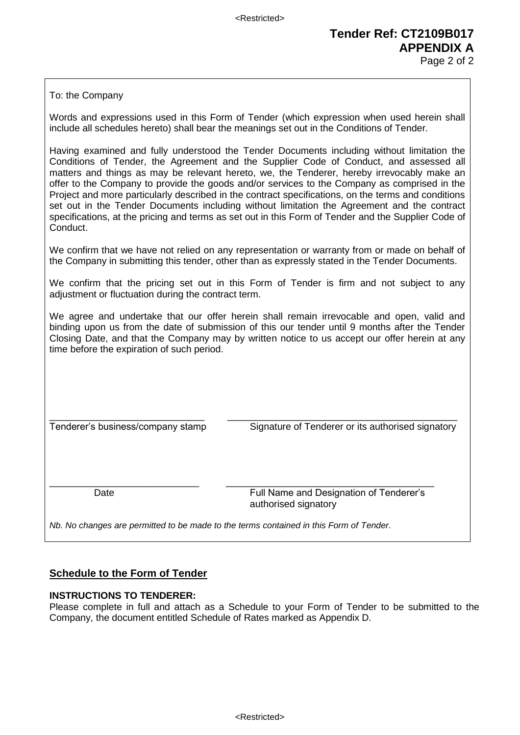**Tender Ref: CT2109B017**
**APPENDIX A**

To: the Company

Words and expressions used in this Form of Tender (which expression when used herein shall include all schedules hereto) shall bear the meanings set out in the Conditions of Tender.

Having examined and fully understood the Tender Documents including without limitation the Conditions of Tender, the Agreement and the Supplier Code of Conduct, and assessed all matters and things as may be relevant hereto, we, the Tenderer, hereby irrevocably make an offer to the Company to provide the goods and/or services to the Company as comprised in the Project and more particularly described in the contract specifications, on the terms and conditions set out in the Tender Documents including without limitation the Agreement and the contract specifications, at the pricing and terms as set out in this Form of Tender and the Supplier Code of Conduct.

We confirm that we have not relied on any representation or warranty from or made on behalf of the Company in submitting this tender, other than as expressly stated in the Tender Documents.

We confirm that the pricing set out in this Form of Tender is firm and not subject to any adjustment or fluctuation during the contract term.

We agree and undertake that our offer herein shall remain irrevocable and open, valid and binding upon us from the date of submission of this our tender until 9 months after the Tender Closing Date, and that the Company may by written notice to us accept our offer herein at any time before the expiration of such period.

\_\_\_\_\_\_\_\_\_\_\_\_\_\_\_\_\_\_\_\_\_\_\_\_\_\_\_\_\_\_
Tenderer's business/company stamp

\_\_\_\_\_\_\_\_\_\_\_\_\_\_\_\_\_\_\_\_\_\_\_\_\_\_\_\_\_\_
Signature of Tenderer or its authorised signatory

\_\_\_\_\_\_\_\_\_\_\_\_\_\_\_\_\_\_\_\_\_\_\_\_\_\_\_\_\_\_
Date

\_\_\_\_\_\_\_\_\_\_\_\_\_\_\_\_\_\_\_\_\_\_\_\_\_\_\_\_\_\_
Full Name and Designation of Tenderer's authorised signatory

*Nb. No changes are permitted to be made to the terms contained in this Form of Tender.*

## Schedule to the Form of Tender

**INSTRUCTIONS TO TENDERER:**

Please complete in full and attach as a Schedule to your Form of Tender to be submitted to the Company, the document entitled Schedule of Rates marked as Appendix D.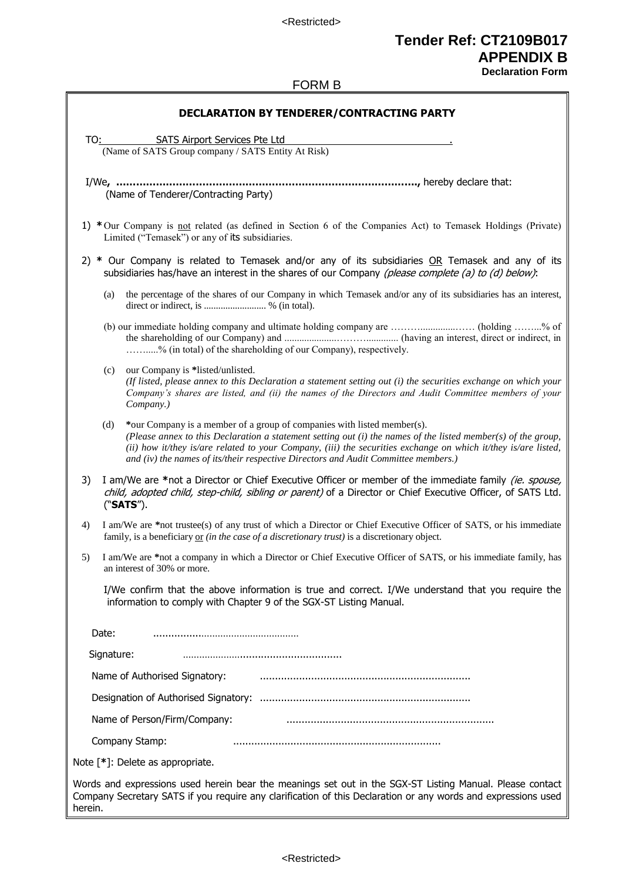**Tender Ref: CT2109B017**
**APPENDIX B**
**Declaration Form**

FORM B

## DECLARATION BY TENDERER/CONTRACTING PARTY

TO: SATS Airport Services Pte Ltd .
(Name of SATS Group company / SATS Entity At Risk)

I/We, ……………………………………………………………………………, hereby declare that:
(Name of Tenderer/Contracting Party)

1) * Our Company is not related (as defined in Section 6 of the Companies Act) to Temasek Holdings (Private) Limited ("Temasek") or any of its subsidiaries.

2) * Our Company is related to Temasek and/or any of its subsidiaries OR Temasek and any of its subsidiaries has/have an interest in the shares of our Company *(please complete (a) to (d) below)*:

   (a) the percentage of the shares of our Company in which Temasek and/or any of its subsidiaries has an interest, direct or indirect, is ……………………. % (in total).

   (b) our immediate holding company and ultimate holding company are ………..............…… (holding ……...% of the shareholding of our Company) and ...................…………............ (having an interest, direct or indirect, in ……......% (in total) of the shareholding of our Company), respectively.

   (c) our Company is *listed/unlisted.
   *(If listed, please annex to this Declaration a statement setting out (i) the securities exchange on which your Company's shares are listed, and (ii) the names of the Directors and Audit Committee members of your Company.)*

   (d) *our Company is a member of a group of companies with listed member(s).
   *(Please annex to this Declaration a statement setting out (i) the names of the listed member(s) of the group, (ii) how it/they is/are related to your Company, (iii) the securities exchange on which it/they is/are listed, and (iv) the names of its/their respective Directors and Audit Committee members.)*

3) I am/We are *not a Director or Chief Executive Officer or member of the immediate family *(ie. spouse, child, adopted child, step-child, sibling or parent)* of a Director or Chief Executive Officer, of SATS Ltd. ("**SATS**").

4) I am/We are *not trustee(s) of any trust of which a Director or Chief Executive Officer of SATS, or his immediate family, is a beneficiary or *(in the case of a discretionary trust)* is a discretionary object.

5) I am/We are *not a company in which a Director or Chief Executive Officer of SATS, or his immediate family, has an interest of 30% or more.

I/We confirm that the above information is true and correct. I/We understand that you require the information to comply with Chapter 9 of the SGX-ST Listing Manual.

Date: ……………………………………………

Signature: ……………………………………………

Name of Authorised Signatory: ……………………………………………………………

Designation of Authorised Signatory: ……………………………………………………………

Name of Person/Firm/Company: ……………………………………………………………

Company Stamp: ……………………………………………………………

Note [*]: Delete as appropriate.

Words and expressions used herein bear the meanings set out in the SGX-ST Listing Manual. Please contact Company Secretary SATS if you require any clarification of this Declaration or any words and expressions used herein.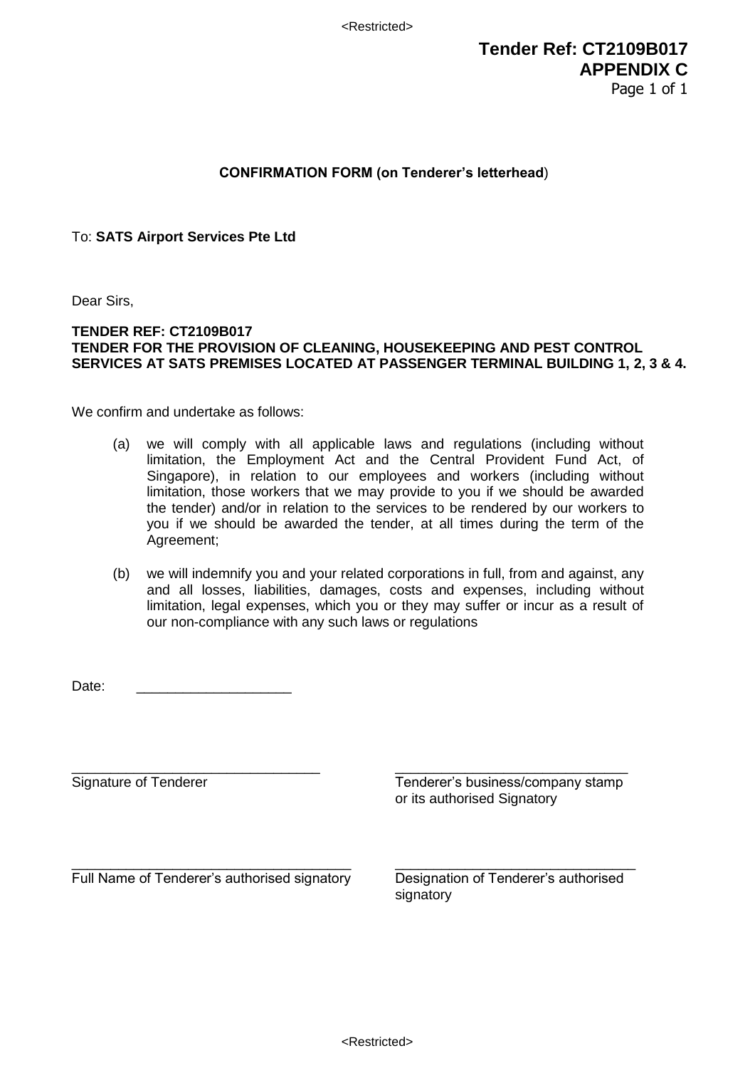**Tender Ref: CT2109B017**
**APPENDIX C**

**CONFIRMATION FORM (on Tenderer's letterhead)**

To: **SATS Airport Services Pte Ltd**

Dear Sirs,

**TENDER REF: CT2109B017**
**TENDER FOR THE PROVISION OF CLEANING, HOUSEKEEPING AND PEST CONTROL SERVICES AT SATS PREMISES LOCATED AT PASSENGER TERMINAL BUILDING 1, 2, 3 & 4.**

We confirm and undertake as follows:

(a) we will comply with all applicable laws and regulations (including without limitation, the Employment Act and the Central Provident Fund Act, of Singapore), in relation to our employees and workers (including without limitation, those workers that we may provide to you if we should be awarded the tender) and/or in relation to the services to be rendered by our workers to you if we should be awarded the tender, at all times during the term of the Agreement;

(b) we will indemnify you and your related corporations in full, from and against, any and all losses, liabilities, damages, costs and expenses, including without limitation, legal expenses, which you or they may suffer or incur as a result of our non-compliance with any such laws or regulations

Date: ____________________

| | |
|---|---|
| _________________________________ | _________________________________ |
| Signature of Tenderer | Tenderer's business/company stamp or its authorised Signatory |
| _________________________________ | _________________________________ |
| Full Name of Tenderer's authorised signatory | Designation of Tenderer's authorised signatory |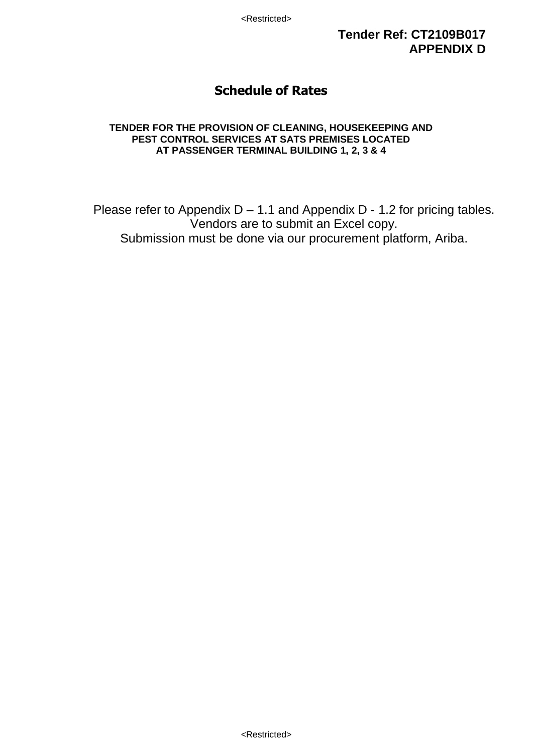**Tender Ref: CT2109B017**
**APPENDIX D**

# Schedule of Rates

**TENDER FOR THE PROVISION OF CLEANING, HOUSEKEEPING AND PEST CONTROL SERVICES AT SATS PREMISES LOCATED AT PASSENGER TERMINAL BUILDING 1, 2, 3 & 4**

Please refer to Appendix D – 1.1 and Appendix D - 1.2 for pricing tables.
Vendors are to submit an Excel copy.
Submission must be done via our procurement platform, Ariba.